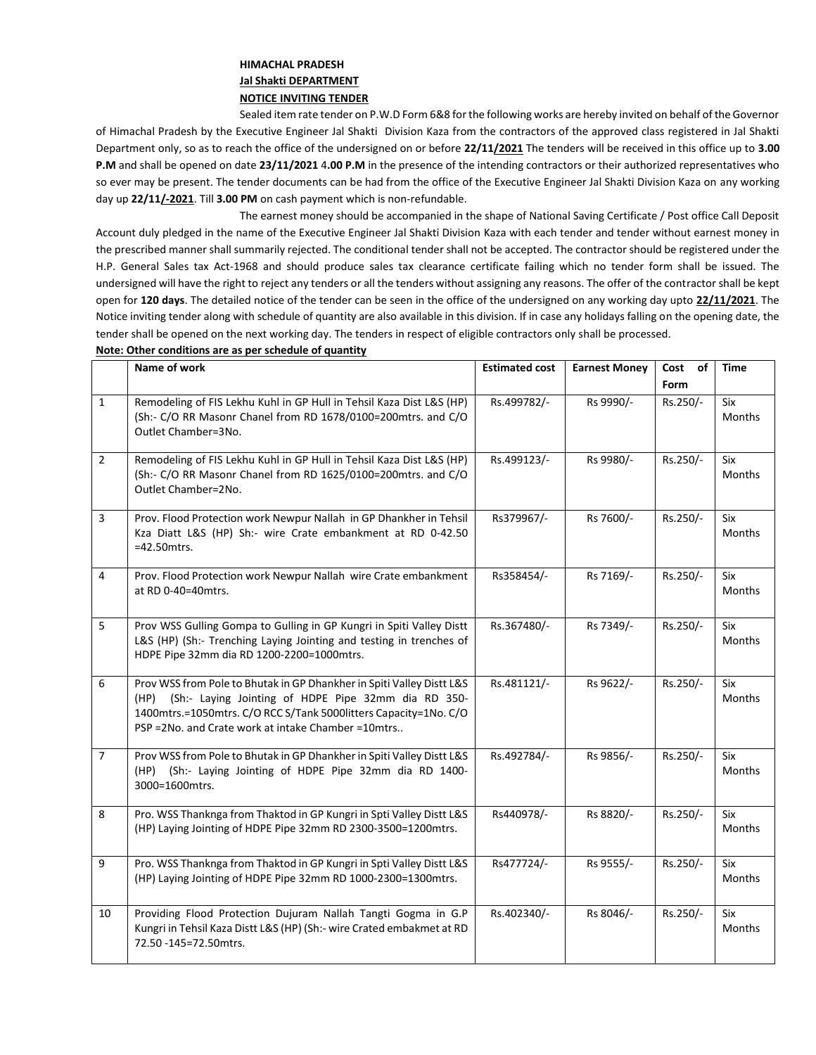**HIMACHAL PRADESH**

**Jal Shakti DEPARTMENT**

**NOTICE INVITING TENDER**

Sealed item rate tender on P.W.D Form 6&8 for the following works are hereby invited on behalf of the Governor of Himachal Pradesh by the Executive Engineer Jal Shakti Division Kaza from the contractors of the approved class registered in Jal Shakti Department only, so as to reach the office of the undersigned on or before **22/11/2021** The tenders will be received in this office up to **3.00 P.M** and shall be opened on date **23/11/2021** 4**.00 P.M** in the presence of the intending contractors or their authorized representatives who so ever may be present. The tender documents can be had from the office of the Executive Engineer Jal Shakti Division Kaza on any working day up **22/11/-2021**. Till **3.00 PM** on cash payment which is non-refundable.

The earnest money should be accompanied in the shape of National Saving Certificate / Post office Call Deposit Account duly pledged in the name of the Executive Engineer Jal Shakti Division Kaza with each tender and tender without earnest money in the prescribed manner shall summarily rejected. The conditional tender shall not be accepted. The contractor should be registered under the H.P. General Sales tax Act-1968 and should produce sales tax clearance certificate failing which no tender form shall be issued. The undersigned will have the right to reject any tenders or all the tenders without assigning any reasons. The offer of the contractor shall be kept open for **120 days**. The detailed notice of the tender can be seen in the office of the undersigned on any working day upto **22/11/2021**. The Notice inviting tender along with schedule of quantity are also available in this division. If in case any holidays falling on the opening date, the tender shall be opened on the next working day. The tenders in respect of eligible contractors only shall be processed.

**Note: Other conditions are as per schedule of quantity**

| | Name of work | Estimated cost | Earnest Money | Cost of Form | Time |
|---|---|---|---|---|---|
| 1 | Remodeling of FIS Lekhu Kuhl in GP Hull in Tehsil Kaza Dist L&S (HP) (Sh:- C/O RR Masonr Chanel from RD 1678/0100=200mtrs. and C/O Outlet Chamber=3No. | Rs.499782/- | Rs 9990/- | Rs.250/- | Six Months |
| 2 | Remodeling of FIS Lekhu Kuhl in GP Hull in Tehsil Kaza Dist L&S (HP) (Sh:- C/O RR Masonr Chanel from RD 1625/0100=200mtrs. and C/O Outlet Chamber=2No. | Rs.499123/- | Rs 9980/- | Rs.250/- | Six Months |
| 3 | Prov. Flood Protection work Newpur Nallah in GP Dhankher in Tehsil Kza Diatt L&S (HP) Sh:- wire Crate embankment at RD 0-42.50 =42.50mtrs. | Rs379967/- | Rs 7600/- | Rs.250/- | Six Months |
| 4 | Prov. Flood Protection work Newpur Nallah wire Crate embankment at RD 0-40=40mtrs. | Rs358454/- | Rs 7169/- | Rs.250/- | Six Months |
| 5 | Prov WSS Gulling Gompa to Gulling in GP Kungri in Spiti Valley Distt L&S (HP) (Sh:- Trenching Laying Jointing and testing in trenches of HDPE Pipe 32mm dia RD 1200-2200=1000mtrs. | Rs.367480/- | Rs 7349/- | Rs.250/- | Six Months |
| 6 | Prov WSS from Pole to Bhutak in GP Dhankher in Spiti Valley Distt L&S (HP) (Sh:- Laying Jointing of HDPE Pipe 32mm dia RD 350-1400mtrs.=1050mtrs. C/O RCC S/Tank 5000litters Capacity=1No. C/O PSP =2No. and Crate work at intake Chamber =10mtrs.. | Rs.481121/- | Rs 9622/- | Rs.250/- | Six Months |
| 7 | Prov WSS from Pole to Bhutak in GP Dhankher in Spiti Valley Distt L&S (HP) (Sh:- Laying Jointing of HDPE Pipe 32mm dia RD 1400-3000=1600mtrs. | Rs.492784/- | Rs 9856/- | Rs.250/- | Six Months |
| 8 | Pro. WSS Thanknga from Thaktod in GP Kungri in Spti Valley Distt L&S (HP) Laying Jointing of HDPE Pipe 32mm RD 2300-3500=1200mtrs. | Rs440978/- | Rs 8820/- | Rs.250/- | Six Months |
| 9 | Pro. WSS Thanknga from Thaktod in GP Kungri in Spti Valley Distt L&S (HP) Laying Jointing of HDPE Pipe 32mm RD 1000-2300=1300mtrs. | Rs477724/- | Rs 9555/- | Rs.250/- | Six Months |
| 10 | Providing Flood Protection Dujuram Nallah Tangti Gogma in G.P Kungri in Tehsil Kaza Distt L&S (HP) (Sh:- wire Crated embakmet at RD 72.50 -145=72.50mtrs. | Rs.402340/- | Rs 8046/- | Rs.250/- | Six Months |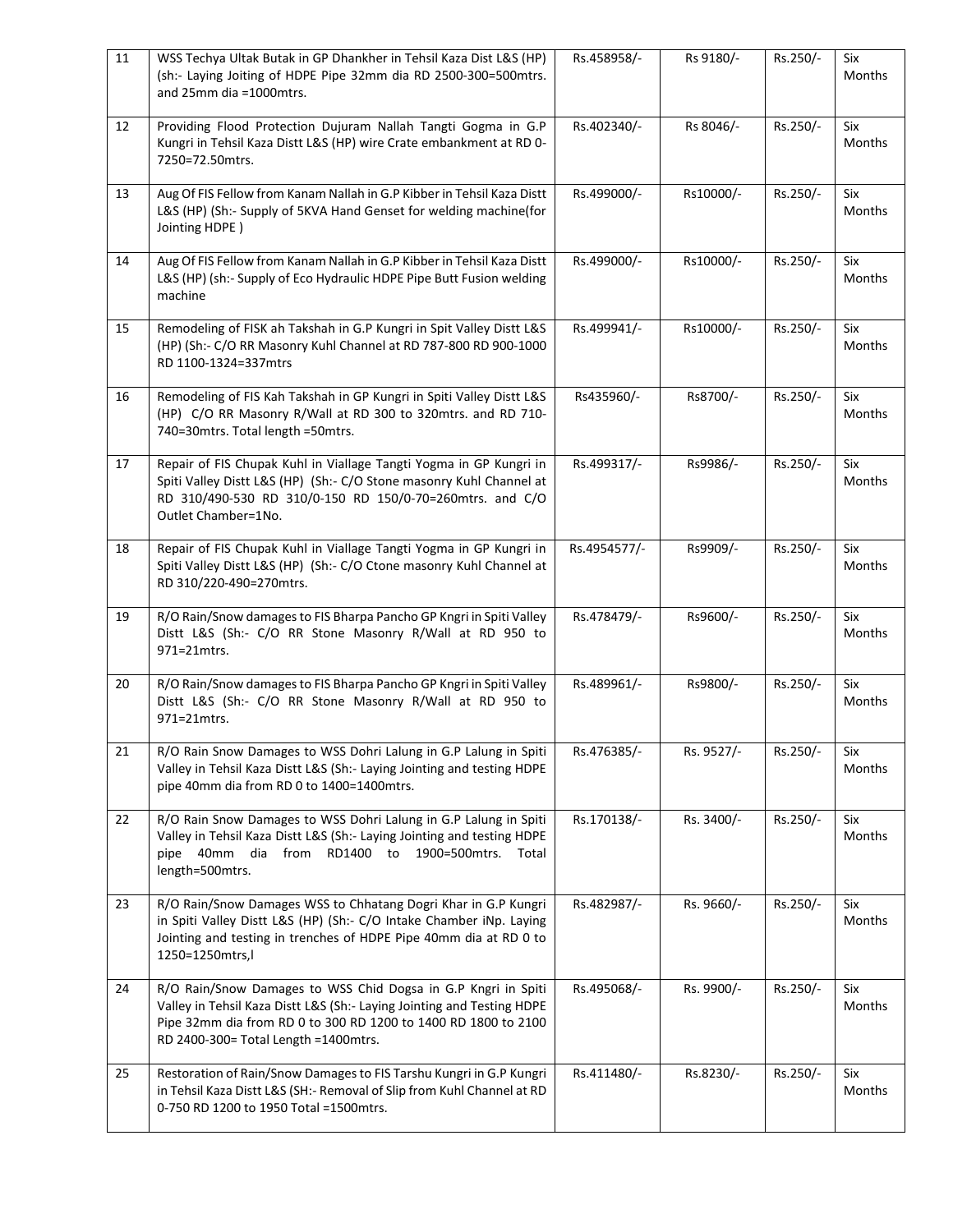| 11 | WSS Techya Ultak Butak in GP Dhankher in Tehsil Kaza Dist L&S (HP) (sh:- Laying Joiting of HDPE Pipe 32mm dia RD 2500-300=500mtrs. and 25mm dia =1000mtrs. | Rs.458958/- | Rs 9180/- | Rs.250/- | Six Months |
|---|---|---|---|---|---|
| 12 | Providing Flood Protection Dujuram Nallah Tangti Gogma in G.P Kungri in Tehsil Kaza Distt L&S (HP) wire Crate embankment at RD 0-7250=72.50mtrs. | Rs.402340/- | Rs 8046/- | Rs.250/- | Six Months |
| 13 | Aug Of FIS Fellow from Kanam Nallah in G.P Kibber in Tehsil Kaza Distt L&S (HP) (Sh:- Supply of 5KVA Hand Genset for welding machine(for Jointing HDPE ) | Rs.499000/- | Rs10000/- | Rs.250/- | Six Months |
| 14 | Aug Of FIS Fellow from Kanam Nallah in G.P Kibber in Tehsil Kaza Distt L&S (HP) (sh:- Supply of Eco Hydraulic HDPE Pipe Butt Fusion welding machine | Rs.499000/- | Rs10000/- | Rs.250/- | Six Months |
| 15 | Remodeling of FISK ah Takshah in G.P Kungri in Spit Valley Distt L&S (HP) (Sh:- C/O RR Masonry Kuhl Channel at RD 787-800 RD 900-1000 RD 1100-1324=337mtrs | Rs.499941/- | Rs10000/- | Rs.250/- | Six Months |
| 16 | Remodeling of FIS Kah Takshah in GP Kungri in Spiti Valley Distt L&S (HP) C/O RR Masonry R/Wall at RD 300 to 320mtrs. and RD 710-740=30mtrs. Total length =50mtrs. | Rs435960/- | Rs8700/- | Rs.250/- | Six Months |
| 17 | Repair of FIS Chupak Kuhl in Viallage Tangti Yogma in GP Kungri in Spiti Valley Distt L&S (HP) (Sh:- C/O Stone masonry Kuhl Channel at RD 310/490-530 RD 310/0-150 RD 150/0-70=260mtrs. and C/O Outlet Chamber=1No. | Rs.499317/- | Rs9986/- | Rs.250/- | Six Months |
| 18 | Repair of FIS Chupak Kuhl in Viallage Tangti Yogma in GP Kungri in Spiti Valley Distt L&S (HP) (Sh:- C/O Ctone masonry Kuhl Channel at RD 310/220-490=270mtrs. | Rs.4954577/- | Rs9909/- | Rs.250/- | Six Months |
| 19 | R/O Rain/Snow damages to FIS Bharpa Pancho GP Kngri in Spiti Valley Distt L&S (Sh:- C/O RR Stone Masonry R/Wall at RD 950 to 971=21mtrs. | Rs.478479/- | Rs9600/- | Rs.250/- | Six Months |
| 20 | R/O Rain/Snow damages to FIS Bharpa Pancho GP Kngri in Spiti Valley Distt L&S (Sh:- C/O RR Stone Masonry R/Wall at RD 950 to 971=21mtrs. | Rs.489961/- | Rs9800/- | Rs.250/- | Six Months |
| 21 | R/O Rain Snow Damages to WSS Dohri Lalung in G.P Lalung in Spiti Valley in Tehsil Kaza Distt L&S (Sh:- Laying Jointing and testing HDPE pipe 40mm dia from RD 0 to 1400=1400mtrs. | Rs.476385/- | Rs. 9527/- | Rs.250/- | Six Months |
| 22 | R/O Rain Snow Damages to WSS Dohri Lalung in G.P Lalung in Spiti Valley in Tehsil Kaza Distt L&S (Sh:- Laying Jointing and testing HDPE pipe 40mm dia from RD1400 to 1900=500mtrs. Total length=500mtrs. | Rs.170138/- | Rs. 3400/- | Rs.250/- | Six Months |
| 23 | R/O Rain/Snow Damages WSS to Chhatang Dogri Khar in G.P Kungri in Spiti Valley Distt L&S (HP) (Sh:- C/O Intake Chamber iNp. Laying Jointing and testing in trenches of HDPE Pipe 40mm dia at RD 0 to 1250=1250mtrs,l | Rs.482987/- | Rs. 9660/- | Rs.250/- | Six Months |
| 24 | R/O Rain/Snow Damages to WSS Chid Dogsa in G.P Kngri in Spiti Valley in Tehsil Kaza Distt L&S (Sh:- Laying Jointing and Testing HDPE Pipe 32mm dia from RD 0 to 300 RD 1200 to 1400 RD 1800 to 2100 RD 2400-300= Total Length =1400mtrs. | Rs.495068/- | Rs. 9900/- | Rs.250/- | Six Months |
| 25 | Restoration of Rain/Snow Damages to FIS Tarshu Kungri in G.P Kungri in Tehsil Kaza Distt L&S (SH:- Removal of Slip from Kuhl Channel at RD 0-750 RD 1200 to 1950 Total =1500mtrs. | Rs.411480/- | Rs.8230/- | Rs.250/- | Six Months |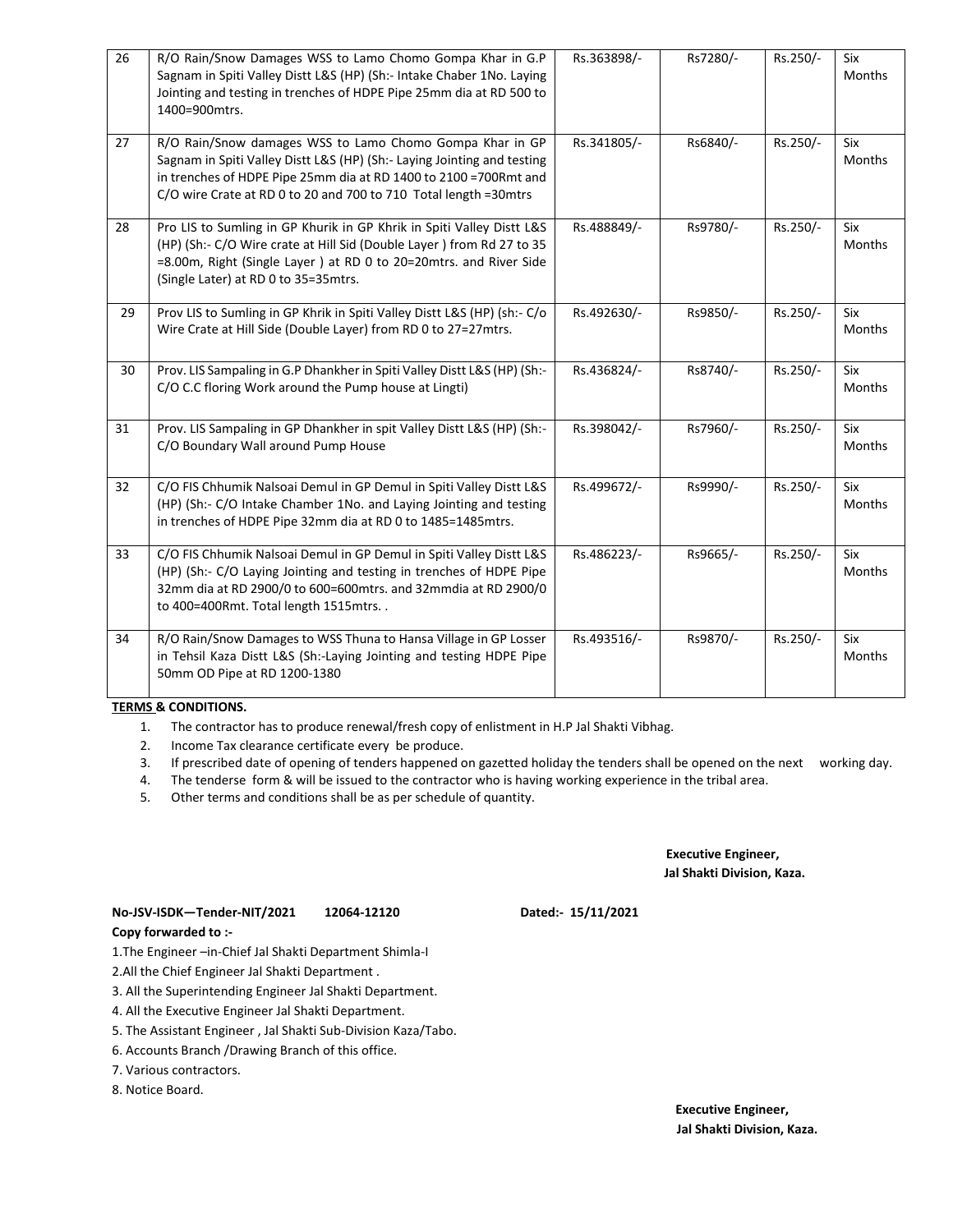| | | | | | |
|---|---|---|---|---|---|
| 26 | R/O Rain/Snow Damages WSS to Lamo Chomo Gompa Khar in G.P Sagnam in Spiti Valley Distt L&S (HP) (Sh:- Intake Chaber 1No. Laying Jointing and testing in trenches of HDPE Pipe 25mm dia at RD 500 to 1400=900mtrs. | Rs.363898/- | Rs7280/- | Rs.250/- | Six Months |
| 27 | R/O Rain/Snow damages WSS to Lamo Chomo Gompa Khar in GP Sagnam in Spiti Valley Distt L&S (HP) (Sh:- Laying Jointing and testing in trenches of HDPE Pipe 25mm dia at RD 1400 to 2100 =700Rmt and C/O wire Crate at RD 0 to 20 and 700 to 710 Total length =30mtrs | Rs.341805/- | Rs6840/- | Rs.250/- | Six Months |
| 28 | Pro LIS to Sumling in GP Khurik in GP Khrik in Spiti Valley Distt L&S (HP) (Sh:- C/O Wire crate at Hill Sid (Double Layer ) from Rd 27 to 35 =8.00m, Right (Single Layer ) at RD 0 to 20=20mtrs. and River Side (Single Later) at RD 0 to 35=35mtrs. | Rs.488849/- | Rs9780/- | Rs.250/- | Six Months |
| 29 | Prov LIS to Sumling in GP Khrik in Spiti Valley Distt L&S (HP) (sh:- C/o Wire Crate at Hill Side (Double Layer) from RD 0 to 27=27mtrs. | Rs.492630/- | Rs9850/- | Rs.250/- | Six Months |
| 30 | Prov. LIS Sampaling in G.P Dhankher in Spiti Valley Distt L&S (HP) (Sh:- C/O C.C floring Work around the Pump house at Lingti) | Rs.436824/- | Rs8740/- | Rs.250/- | Six Months |
| 31 | Prov. LIS Sampaling in GP Dhankher in spit Valley Distt L&S (HP) (Sh:- C/O Boundary Wall around Pump House | Rs.398042/- | Rs7960/- | Rs.250/- | Six Months |
| 32 | C/O FIS Chhumik Nalsoai Demul in GP Demul in Spiti Valley Distt L&S (HP) (Sh:- C/O Intake Chamber 1No. and Laying Jointing and testing in trenches of HDPE Pipe 32mm dia at RD 0 to 1485=1485mtrs. | Rs.499672/- | Rs9990/- | Rs.250/- | Six Months |
| 33 | C/O FIS Chhumik Nalsoai Demul in GP Demul in Spiti Valley Distt L&S (HP) (Sh:- C/O Laying Jointing and testing in trenches of HDPE Pipe 32mm dia at RD 2900/0 to 600=600mtrs. and 32mmdia at RD 2900/0 to 400=400Rmt. Total length 1515mtrs. . | Rs.486223/- | Rs9665/- | Rs.250/- | Six Months |
| 34 | R/O Rain/Snow Damages to WSS Thuna to Hansa Village in GP Losser in Tehsil Kaza Distt L&S (Sh:-Laying Jointing and testing HDPE Pipe 50mm OD Pipe at RD 1200-1380 | Rs.493516/- | Rs9870/- | Rs.250/- | Six Months |

**TERMS & CONDITIONS.**

1. The contractor has to produce renewal/fresh copy of enlistment in H.P Jal Shakti Vibhag.
2. Income Tax clearance certificate every be produce.
3. If prescribed date of opening of tenders happened on gazetted holiday the tenders shall be opened on the next working day.
4. The tenderse form & will be issued to the contractor who is having working experience in the tribal area.
5. Other terms and conditions shall be as per schedule of quantity.

**Executive Engineer,**
**Jal Shakti Division, Kaza.**

**No-JSV-ISDK—Tender-NIT/2021 12064-12120 Dated:- 15/11/2021**

**Copy forwarded to :-**

1. The Engineer –in-Chief Jal Shakti Department Shimla-I
2. All the Chief Engineer Jal Shakti Department .
3. All the Superintending Engineer Jal Shakti Department.
4. All the Executive Engineer Jal Shakti Department.
5. The Assistant Engineer , Jal Shakti Sub-Division Kaza/Tabo.
6. Accounts Branch /Drawing Branch of this office.
7. Various contractors.
8. Notice Board.

**Executive Engineer,**
**Jal Shakti Division, Kaza.**